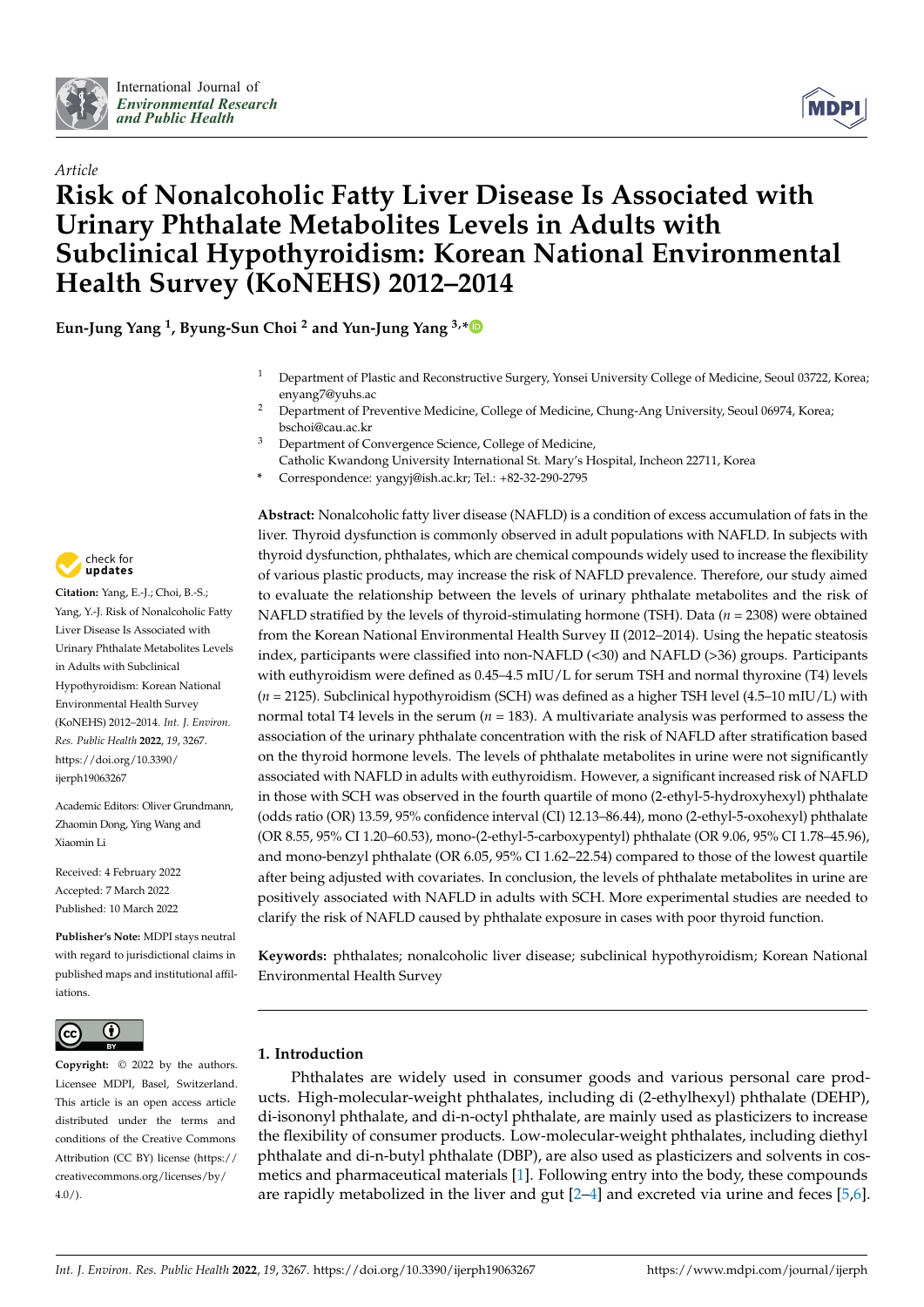*Article*

# Risk of Nonalcoholic Fatty Liver Disease Is Associated with Urinary Phthalate Metabolites Levels in Adults with Subclinical Hypothyroidism: Korean National Environmental Health Survey (KoNEHS) 2012–2014

**Eun-Jung Yang [1], Byung-Sun Choi [2] and Yun-Jung Yang [3,*]**

[1] Department of Plastic and Reconstructive Surgery, Yonsei University College of Medicine, Seoul 03722, Korea; enyang7@yuhs.ac

[2] Department of Preventive Medicine, College of Medicine, Chung-Ang University, Seoul 06974, Korea; bschoi@cau.ac.kr

[3] Department of Convergence Science, College of Medicine, Catholic Kwandong University International St. Mary's Hospital, Incheon 22711, Korea

[*] Correspondence: yangyj@ish.ac.kr; Tel.: +82-32-290-2795

**Citation:** Yang, E.-J.; Choi, B.-S.; Yang, Y.-J. Risk of Nonalcoholic Fatty Liver Disease Is Associated with Urinary Phthalate Metabolites Levels in Adults with Subclinical Hypothyroidism: Korean National Environmental Health Survey (KoNEHS) 2012–2014. *Int. J. Environ. Res. Public Health* **2022**, *19*, 3267. https://doi.org/10.3390/ijerph19063267

Academic Editors: Oliver Grundmann, Zhaomin Dong, Ying Wang and Xiaomin Li

Received: 4 February 2022
Accepted: 7 March 2022
Published: 10 March 2022

**Publisher's Note:** MDPI stays neutral with regard to jurisdictional claims in published maps and institutional affiliations.

**Copyright:** © 2022 by the authors. Licensee MDPI, Basel, Switzerland. This article is an open access article distributed under the terms and conditions of the Creative Commons Attribution (CC BY) license (https://creativecommons.org/licenses/by/4.0/).

**Abstract:** Nonalcoholic fatty liver disease (NAFLD) is a condition of excess accumulation of fats in the liver. Thyroid dysfunction is commonly observed in adult populations with NAFLD. In subjects with thyroid dysfunction, phthalates, which are chemical compounds widely used to increase the flexibility of various plastic products, may increase the risk of NAFLD prevalence. Therefore, our study aimed to evaluate the relationship between the levels of urinary phthalate metabolites and the risk of NAFLD stratified by the levels of thyroid-stimulating hormone (TSH). Data ($n$ = 2308) were obtained from the Korean National Environmental Health Survey II (2012–2014). Using the hepatic steatosis index, participants were classified into non-NAFLD (<30) and NAFLD (>36) groups. Participants with euthyroidism were defined as 0.45–4.5 mIU/L for serum TSH and normal thyroxine (T4) levels ($n$ = 2125). Subclinical hypothyroidism (SCH) was defined as a higher TSH level (4.5–10 mIU/L) with normal total T4 levels in the serum ($n$ = 183). A multivariate analysis was performed to assess the association of the urinary phthalate concentration with the risk of NAFLD after stratification based on the thyroid hormone levels. The levels of phthalate metabolites in urine were not significantly associated with NAFLD in adults with euthyroidism. However, a significant increased risk of NAFLD in those with SCH was observed in the fourth quartile of mono (2-ethyl-5-hydroxyhexyl) phthalate (odds ratio (OR) 13.59, 95% confidence interval (CI) 12.13–86.44), mono (2-ethyl-5-oxohexyl) phthalate (OR 8.55, 95% CI 1.20–60.53), mono-(2-ethyl-5-carboxypentyl) phthalate (OR 9.06, 95% CI 1.78–45.96), and mono-benzyl phthalate (OR 6.05, 95% CI 1.62–22.54) compared to those of the lowest quartile after being adjusted with covariates. In conclusion, the levels of phthalate metabolites in urine are positively associated with NAFLD in adults with SCH. More experimental studies are needed to clarify the risk of NAFLD caused by phthalate exposure in cases with poor thyroid function.

**Keywords:** phthalates; nonalcoholic liver disease; subclinical hypothyroidism; Korean National Environmental Health Survey

## 1. Introduction

Phthalates are widely used in consumer goods and various personal care products. High-molecular-weight phthalates, including di (2-ethylhexyl) phthalate (DEHP), di-isononyl phthalate, and di-n-octyl phthalate, are mainly used as plasticizers to increase the flexibility of consumer products. Low-molecular-weight phthalates, including diethyl phthalate and di-n-butyl phthalate (DBP), are also used as plasticizers and solvents in cosmetics and pharmaceutical materials [1]. Following entry into the body, these compounds are rapidly metabolized in the liver and gut [2–4] and excreted via urine and feces [5,6].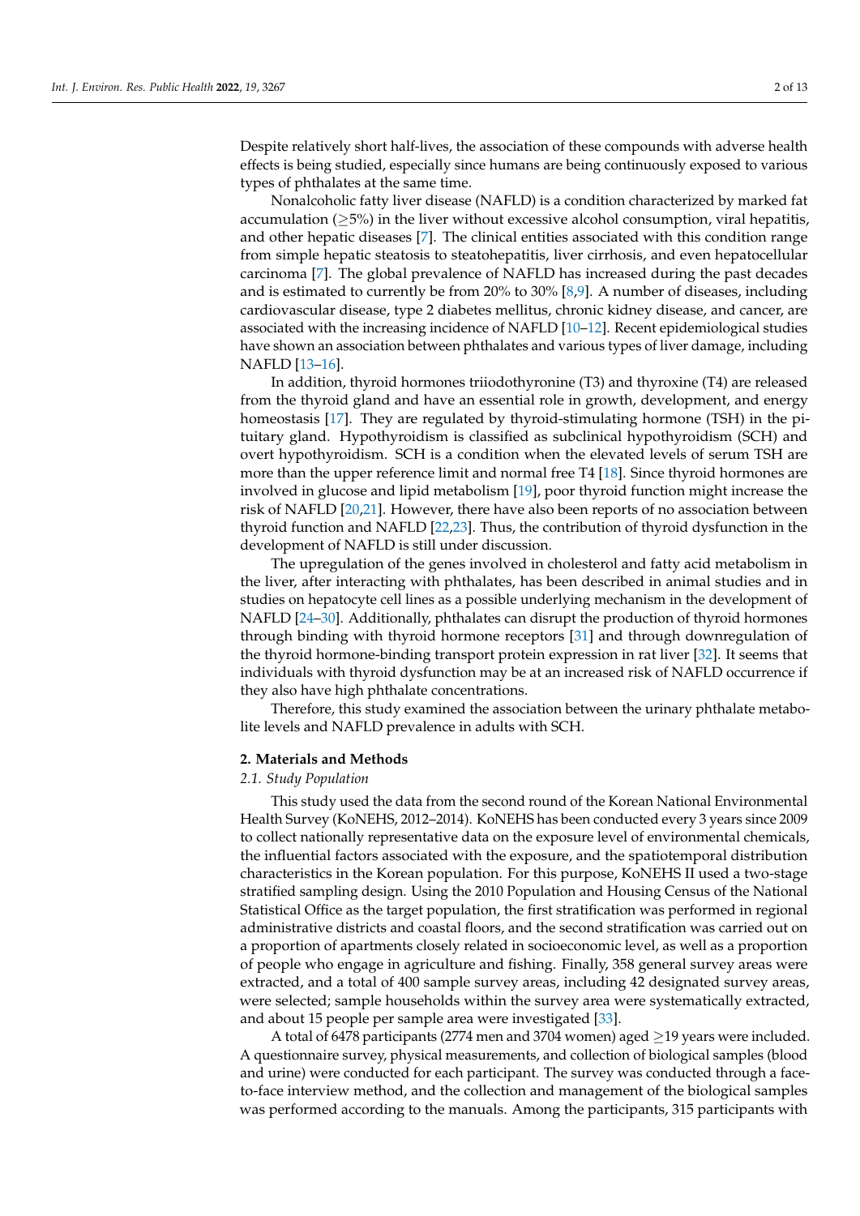Despite relatively short half-lives, the association of these compounds with adverse health effects is being studied, especially since humans are being continuously exposed to various types of phthalates at the same time.

Nonalcoholic fatty liver disease (NAFLD) is a condition characterized by marked fat accumulation (≥5%) in the liver without excessive alcohol consumption, viral hepatitis, and other hepatic diseases [7]. The clinical entities associated with this condition range from simple hepatic steatosis to steatohepatitis, liver cirrhosis, and even hepatocellular carcinoma [7]. The global prevalence of NAFLD has increased during the past decades and is estimated to currently be from 20% to 30% [8,9]. A number of diseases, including cardiovascular disease, type 2 diabetes mellitus, chronic kidney disease, and cancer, are associated with the increasing incidence of NAFLD [10–12]. Recent epidemiological studies have shown an association between phthalates and various types of liver damage, including NAFLD [13–16].

In addition, thyroid hormones triiodothyronine (T3) and thyroxine (T4) are released from the thyroid gland and have an essential role in growth, development, and energy homeostasis [17]. They are regulated by thyroid-stimulating hormone (TSH) in the pituitary gland. Hypothyroidism is classified as subclinical hypothyroidism (SCH) and overt hypothyroidism. SCH is a condition when the elevated levels of serum TSH are more than the upper reference limit and normal free T4 [18]. Since thyroid hormones are involved in glucose and lipid metabolism [19], poor thyroid function might increase the risk of NAFLD [20,21]. However, there have also been reports of no association between thyroid function and NAFLD [22,23]. Thus, the contribution of thyroid dysfunction in the development of NAFLD is still under discussion.

The upregulation of the genes involved in cholesterol and fatty acid metabolism in the liver, after interacting with phthalates, has been described in animal studies and in studies on hepatocyte cell lines as a possible underlying mechanism in the development of NAFLD [24–30]. Additionally, phthalates can disrupt the production of thyroid hormones through binding with thyroid hormone receptors [31] and through downregulation of the thyroid hormone-binding transport protein expression in rat liver [32]. It seems that individuals with thyroid dysfunction may be at an increased risk of NAFLD occurrence if they also have high phthalate concentrations.

Therefore, this study examined the association between the urinary phthalate metabolite levels and NAFLD prevalence in adults with SCH.

## 2. Materials and Methods

### 2.1. Study Population

This study used the data from the second round of the Korean National Environmental Health Survey (KoNEHS, 2012–2014). KoNEHS has been conducted every 3 years since 2009 to collect nationally representative data on the exposure level of environmental chemicals, the influential factors associated with the exposure, and the spatiotemporal distribution characteristics in the Korean population. For this purpose, KoNEHS II used a two-stage stratified sampling design. Using the 2010 Population and Housing Census of the National Statistical Office as the target population, the first stratification was performed in regional administrative districts and coastal floors, and the second stratification was carried out on a proportion of apartments closely related in socioeconomic level, as well as a proportion of people who engage in agriculture and fishing. Finally, 358 general survey areas were extracted, and a total of 400 sample survey areas, including 42 designated survey areas, were selected; sample households within the survey area were systematically extracted, and about 15 people per sample area were investigated [33].

A total of 6478 participants (2774 men and 3704 women) aged ≥19 years were included. A questionnaire survey, physical measurements, and collection of biological samples (blood and urine) were conducted for each participant. The survey was conducted through a face-to-face interview method, and the collection and management of the biological samples was performed according to the manuals. Among the participants, 315 participants with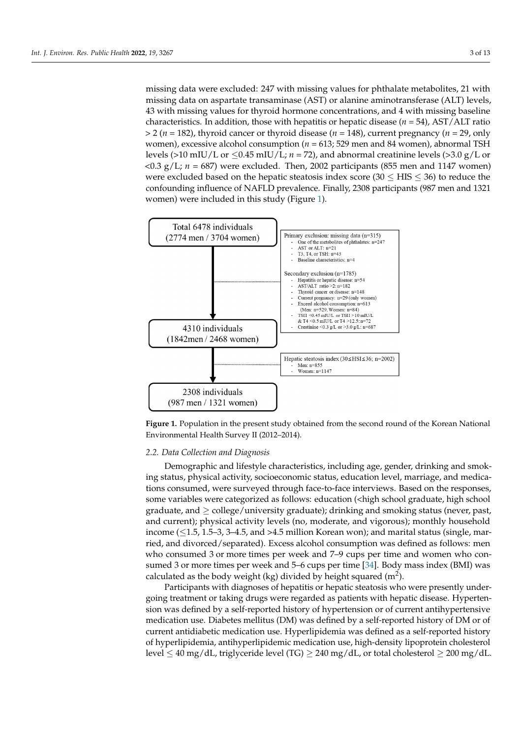missing data were excluded: 247 with missing values for phthalate metabolites, 21 with missing data on aspartate transaminase (AST) or alanine aminotransferase (ALT) levels, 43 with missing values for thyroid hormone concentrations, and 4 with missing baseline characteristics. In addition, those with hepatitis or hepatic disease ($n$ = 54), AST/ALT ratio > 2 ($n$ = 182), thyroid cancer or thyroid disease ($n$ = 148), current pregnancy ($n$ = 29, only women), excessive alcohol consumption ($n$ = 613; 529 men and 84 women), abnormal TSH levels (>10 mIU/L or ≤0.45 mIU/L; $n$ = 72), and abnormal creatinine levels (>3.0 g/L or <0.3 g/L; $n$ = 687) were excluded. Then, 2002 participants (855 men and 1147 women) were excluded based on the hepatic steatosis index score (30 ≤ HIS ≤ 36) to reduce the confounding influence of NAFLD prevalence. Finally, 2308 participants (987 men and 1321 women) were included in this study (Figure 1).

Total 6478 individuals
(2774 men / 3704 women)

Primary exclusion: missing data (n=315)
- One of the metabolites of phthalates: n=247
- AST or ALT: n=21
- T3, T4, or TSH: n=43
- Baseline characteristics: n=4

Secondary exclusion (n=1785)
- Hepatitis or hepatic disease: n=54
- AST/ALT ratio >2: n=182
- Thyroid cancer or disease: n=148
- Current pregnancy: n=29 (only women)
- Exceed alcohol consumption: n=613 (Men: n=529, Women: n=84)
- TSH <0.45 mIU/L or TSH >10 mIU/L & T4 <0.5 mIU/L or T4 >12.5: n=72
- Creatinine <0.3 g/L or >3.0 g/L: n=687

4310 individuals
(1842men / 2468 women)

Hepatic steatosis index (30≤HSI≤36; n=2002)
- Men: n=855
- Women: n=1147

2308 individuals
(987 men / 1321 women)

**Figure 1.** Population in the present study obtained from the second round of the Korean National Environmental Health Survey II (2012–2014).

### 2.2. Data Collection and Diagnosis

Demographic and lifestyle characteristics, including age, gender, drinking and smoking status, physical activity, socioeconomic status, education level, marriage, and medications consumed, were surveyed through face-to-face interviews. Based on the responses, some variables were categorized as follows: education (<high school graduate, high school graduate, and ≥ college/university graduate); drinking and smoking status (never, past, and current); physical activity levels (no, moderate, and vigorous); monthly household income (≤1.5, 1.5–3, 3–4.5, and >4.5 million Korean won); and marital status (single, married, and divorced/separated). Excess alcohol consumption was defined as follows: men who consumed 3 or more times per week and 7–9 cups per time and women who consumed 3 or more times per week and 5–6 cups per time [34]. Body mass index (BMI) was calculated as the body weight (kg) divided by height squared ($m^2$).

Participants with diagnoses of hepatitis or hepatic steatosis who were presently undergoing treatment or taking drugs were regarded as patients with hepatic disease. Hypertension was defined by a self-reported history of hypertension or of current antihypertensive medication use. Diabetes mellitus (DM) was defined by a self-reported history of DM or of current antidiabetic medication use. Hyperlipidemia was defined as a self-reported history of hyperlipidemia, antihyperlipidemic medication use, high-density lipoprotein cholesterol level ≤ 40 mg/dL, triglyceride level (TG) ≥ 240 mg/dL, or total cholesterol ≥ 200 mg/dL.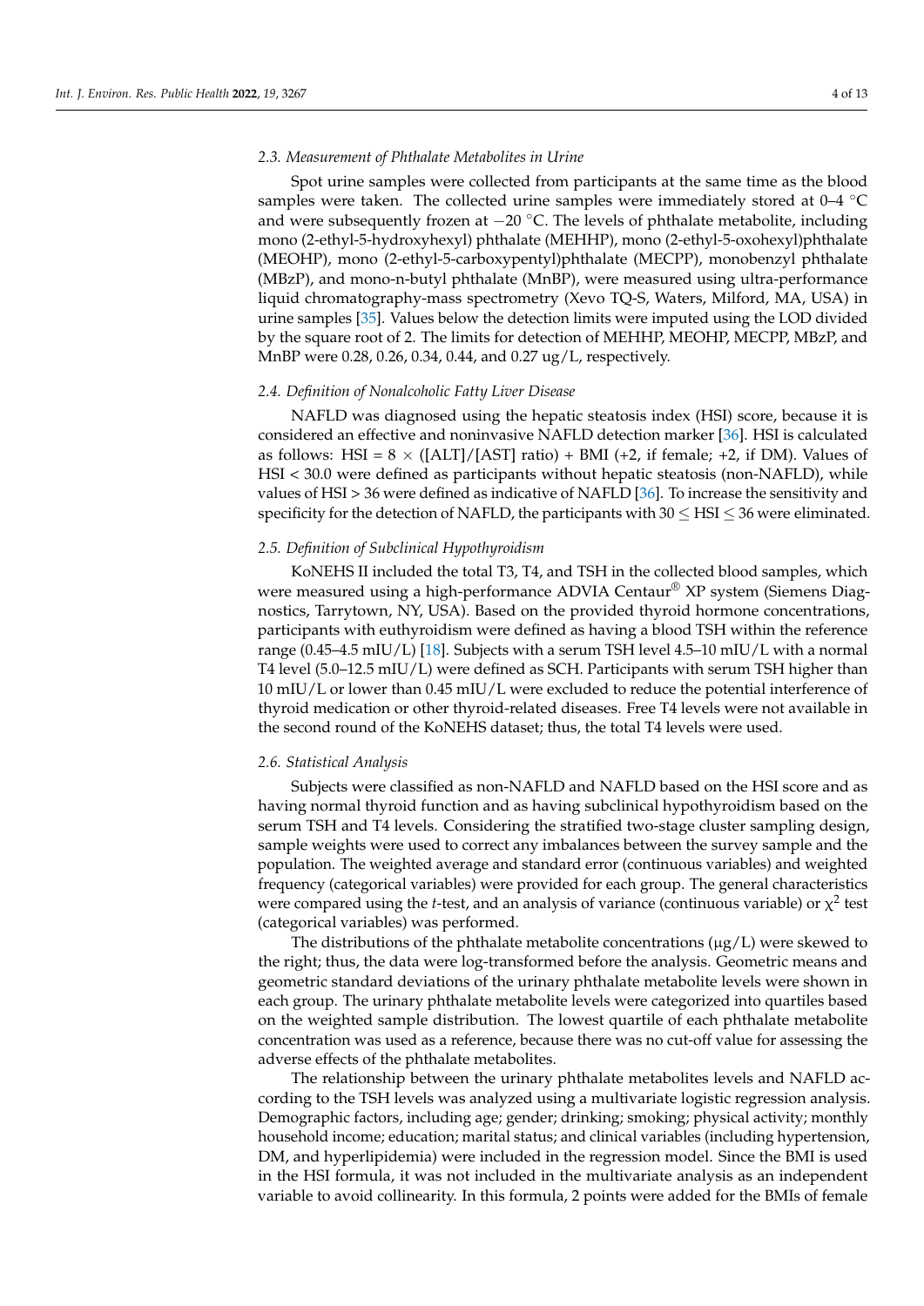### 2.3. Measurement of Phthalate Metabolites in Urine

Spot urine samples were collected from participants at the same time as the blood samples were taken. The collected urine samples were immediately stored at 0–4 °C and were subsequently frozen at −20 °C. The levels of phthalate metabolite, including mono (2-ethyl-5-hydroxyhexyl) phthalate (MEHHP), mono (2-ethyl-5-oxohexyl)phthalate (MEOHP), mono (2-ethyl-5-carboxypentyl)phthalate (MECPP), monobenzyl phthalate (MBzP), and mono-n-butyl phthalate (MnBP), were measured using ultra-performance liquid chromatography-mass spectrometry (Xevo TQ-S, Waters, Milford, MA, USA) in urine samples [35]. Values below the detection limits were imputed using the LOD divided by the square root of 2. The limits for detection of MEHHP, MEOHP, MECPP, MBzP, and MnBP were 0.28, 0.26, 0.34, 0.44, and 0.27 ug/L, respectively.

### 2.4. Definition of Nonalcoholic Fatty Liver Disease

NAFLD was diagnosed using the hepatic steatosis index (HSI) score, because it is considered an effective and noninvasive NAFLD detection marker [36]. HSI is calculated as follows: HSI = $8 \times$ ([ALT]/[AST] ratio) + BMI (+2, if female; +2, if DM). Values of HSI < 30.0 were defined as participants without hepatic steatosis (non-NAFLD), while values of HSI > 36 were defined as indicative of NAFLD [36]. To increase the sensitivity and specificity for the detection of NAFLD, the participants with $30 \leq$ HSI $\leq 36$ were eliminated.

### 2.5. Definition of Subclinical Hypothyroidism

KoNEHS II included the total T3, T4, and TSH in the collected blood samples, which were measured using a high-performance ADVIA Centaur® XP system (Siemens Diagnostics, Tarrytown, NY, USA). Based on the provided thyroid hormone concentrations, participants with euthyroidism were defined as having a blood TSH within the reference range (0.45–4.5 mIU/L) [18]. Subjects with a serum TSH level 4.5–10 mIU/L with a normal T4 level (5.0–12.5 mIU/L) were defined as SCH. Participants with serum TSH higher than 10 mIU/L or lower than 0.45 mIU/L were excluded to reduce the potential interference of thyroid medication or other thyroid-related diseases. Free T4 levels were not available in the second round of the KoNEHS dataset; thus, the total T4 levels were used.

### 2.6. Statistical Analysis

Subjects were classified as non-NAFLD and NAFLD based on the HSI score and as having normal thyroid function and as having subclinical hypothyroidism based on the serum TSH and T4 levels. Considering the stratified two-stage cluster sampling design, sample weights were used to correct any imbalances between the survey sample and the population. The weighted average and standard error (continuous variables) and weighted frequency (categorical variables) were provided for each group. The general characteristics were compared using the *t*-test, and an analysis of variance (continuous variable) or $\chi^2$ test (categorical variables) was performed.

The distributions of the phthalate metabolite concentrations (μg/L) were skewed to the right; thus, the data were log-transformed before the analysis. Geometric means and geometric standard deviations of the urinary phthalate metabolite levels were shown in each group. The urinary phthalate metabolite levels were categorized into quartiles based on the weighted sample distribution. The lowest quartile of each phthalate metabolite concentration was used as a reference, because there was no cut-off value for assessing the adverse effects of the phthalate metabolites.

The relationship between the urinary phthalate metabolites levels and NAFLD according to the TSH levels was analyzed using a multivariate logistic regression analysis. Demographic factors, including age; gender; drinking; smoking; physical activity; monthly household income; education; marital status; and clinical variables (including hypertension, DM, and hyperlipidemia) were included in the regression model. Since the BMI is used in the HSI formula, it was not included in the multivariate analysis as an independent variable to avoid collinearity. In this formula, 2 points were added for the BMIs of female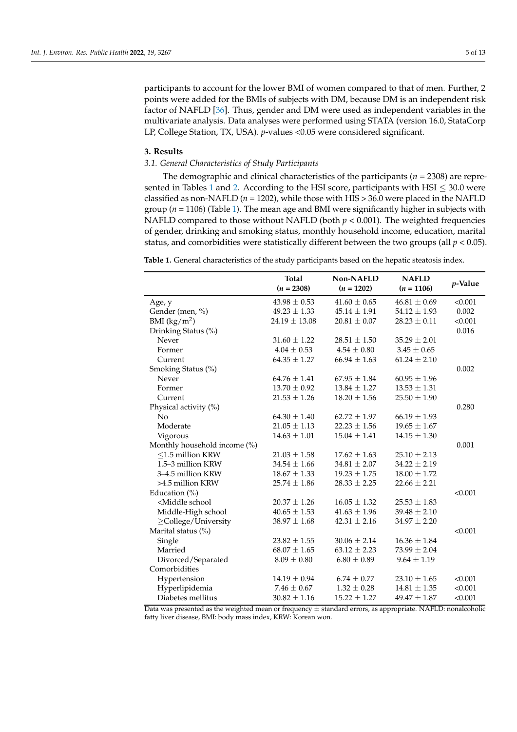participants to account for the lower BMI of women compared to that of men. Further, 2 points were added for the BMIs of subjects with DM, because DM is an independent risk factor of NAFLD [36]. Thus, gender and DM were used as independent variables in the multivariate analysis. Data analyses were performed using STATA (version 16.0, StataCorp LP, College Station, TX, USA). *p*-values <0.05 were considered significant.

## 3. Results

### *3.1. General Characteristics of Study Participants*

The demographic and clinical characteristics of the participants ($n = 2308$) are represented in Tables 1 and 2. According to the HSI score, participants with HSI $\leq$ 30.0 were classified as non-NAFLD ($n = 1202$), while those with HIS > 36.0 were placed in the NAFLD group ($n = 1106$) (Table 1). The mean age and BMI were significantly higher in subjects with NAFLD compared to those without NAFLD (both $p < 0.001$). The weighted frequencies of gender, drinking and smoking status, monthly household income, education, marital status, and comorbidities were statistically different between the two groups (all $p < 0.05$).

**Table 1.** General characteristics of the study participants based on the hepatic steatosis index.

| | Total ($n = 2308$) | Non-NAFLD ($n = 1202$) | NAFLD ($n = 1106$) | *p*-Value |
|---|---|---|---|---|
| Age, y | 43.98 ± 0.53 | 41.60 ± 0.65 | 46.81 ± 0.69 | <0.001 |
| Gender (men, %) | 49.23 ± 1.33 | 45.14 ± 1.91 | 54.12 ± 1.93 | 0.002 |
| BMI (kg/m$^2$) | 24.19 ± 13.08 | 20.81 ± 0.07 | 28.23 ± 0.11 | <0.001 |
| Drinking Status (%) | | | | 0.016 |
| Never | 31.60 ± 1.22 | 28.51 ± 1.50 | 35.29 ± 2.01 | |
| Former | 4.04 ± 0.53 | 4.54 ± 0.80 | 3.45 ± 0.65 | |
| Current | 64.35 ± 1.27 | 66.94 ± 1.63 | 61.24 ± 2.10 | |
| Smoking Status (%) | | | | 0.002 |
| Never | 64.76 ± 1.41 | 67.95 ± 1.84 | 60.95 ± 1.96 | |
| Former | 13.70 ± 0.92 | 13.84 ± 1.27 | 13.53 ± 1.31 | |
| Current | 21.53 ± 1.26 | 18.20 ± 1.56 | 25.50 ± 1.90 | |
| Physical activity (%) | | | | 0.280 |
| No | 64.30 ± 1.40 | 62.72 ± 1.97 | 66.19 ± 1.93 | |
| Moderate | 21.05 ± 1.13 | 22.23 ± 1.56 | 19.65 ± 1.67 | |
| Vigorous | 14.63 ± 1.01 | 15.04 ± 1.41 | 14.15 ± 1.30 | |
| Monthly household income (%) | | | | 0.001 |
| ≤1.5 million KRW | 21.03 ± 1.58 | 17.62 ± 1.63 | 25.10 ± 2.13 | |
| 1.5–3 million KRW | 34.54 ± 1.66 | 34.81 ± 2.07 | 34.22 ± 2.19 | |
| 3–4.5 million KRW | 18.67 ± 1.33 | 19.23 ± 1.75 | 18.00 ± 1.72 | |
| >4.5 million KRW | 25.74 ± 1.86 | 28.33 ± 2.25 | 22.66 ± 2.21 | |
| Education (%) | | | | <0.001 |
| <Middle school | 20.37 ± 1.26 | 16.05 ± 1.32 | 25.53 ± 1.83 | |
| Middle-High school | 40.65 ± 1.53 | 41.63 ± 1.96 | 39.48 ± 2.10 | |
| ≥College/University | 38.97 ± 1.68 | 42.31 ± 2.16 | 34.97 ± 2.20 | |
| Marital status (%) | | | | <0.001 |
| Single | 23.82 ± 1.55 | 30.06 ± 2.14 | 16.36 ± 1.84 | |
| Married | 68.07 ± 1.65 | 63.12 ± 2.23 | 73.99 ± 2.04 | |
| Divorced/Separated | 8.09 ± 0.80 | 6.80 ± 0.89 | 9.64 ± 1.19 | |
| Comorbidities | | | | |
| Hypertension | 14.19 ± 0.94 | 6.74 ± 0.77 | 23.10 ± 1.65 | <0.001 |
| Hyperlipidemia | 7.46 ± 0.67 | 1.32 ± 0.28 | 14.81 ± 1.35 | <0.001 |
| Diabetes mellitus | 30.82 ± 1.16 | 15.22 ± 1.27 | 49.47 ± 1.87 | <0.001 |

Data was presented as the weighted mean or frequency ± standard errors, as appropriate. NAFLD: nonalcoholic fatty liver disease, BMI: body mass index, KRW: Korean won.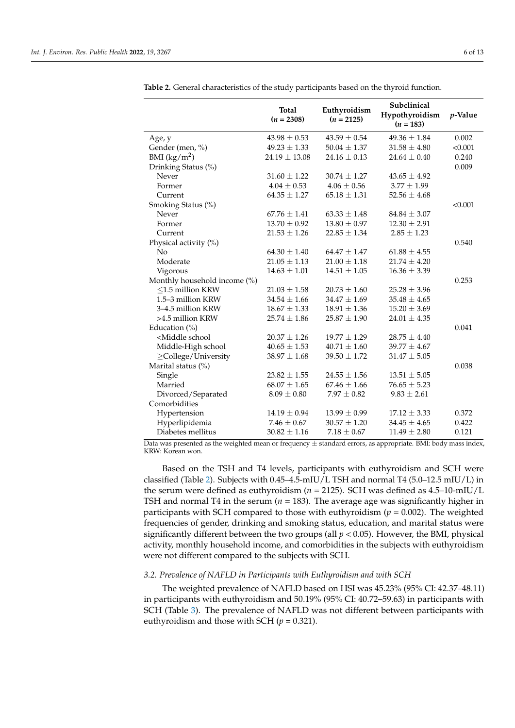**Table 2.** General characteristics of the study participants based on the thyroid function.

| | Total (*n* = 2308) | Euthyroidism (*n* = 2125) | Subclinical Hypothyroidism (*n* = 183) | *p*-Value |
|---|---|---|---|---|
| Age, y | 43.98 ± 0.53 | 43.59 ± 0.54 | 49.36 ± 1.84 | 0.002 |
| Gender (men, %) | 49.23 ± 1.33 | 50.04 ± 1.37 | 31.58 ± 4.80 | <0.001 |
| BMI ($kg/m^2$) | 24.19 ± 13.08 | 24.16 ± 0.13 | 24.64 ± 0.40 | 0.240 |
| Drinking Status (%) | | | | 0.009 |
| Never | 31.60 ± 1.22 | 30.74 ± 1.27 | 43.65 ± 4.92 | |
| Former | 4.04 ± 0.53 | 4.06 ± 0.56 | 3.77 ± 1.99 | |
| Current | 64.35 ± 1.27 | 65.18 ± 1.31 | 52.56 ± 4.68 | |
| Smoking Status (%) | | | | <0.001 |
| Never | 67.76 ± 1.41 | 63.33 ± 1.48 | 84.84 ± 3.07 | |
| Former | 13.70 ± 0.92 | 13.80 ± 0.97 | 12.30 ± 2.91 | |
| Current | 21.53 ± 1.26 | 22.85 ± 1.34 | 2.85 ± 1.23 | |
| Physical activity (%) | | | | 0.540 |
| No | 64.30 ± 1.40 | 64.47 ± 1.47 | 61.88 ± 4.55 | |
| Moderate | 21.05 ± 1.13 | 21.00 ± 1.18 | 21.74 ± 4.20 | |
| Vigorous | 14.63 ± 1.01 | 14.51 ± 1.05 | 16.36 ± 3.39 | |
| Monthly household income (%) | | | | 0.253 |
| ≤1.5 million KRW | 21.03 ± 1.58 | 20.73 ± 1.60 | 25.28 ± 3.96 | |
| 1.5–3 million KRW | 34.54 ± 1.66 | 34.47 ± 1.69 | 35.48 ± 4.65 | |
| 3–4.5 million KRW | 18.67 ± 1.33 | 18.91 ± 1.36 | 15.20 ± 3.69 | |
| >4.5 million KRW | 25.74 ± 1.86 | 25.87 ± 1.90 | 24.01 ± 4.35 | |
| Education (%) | | | | 0.041 |
| <Middle school | 20.37 ± 1.26 | 19.77 ± 1.29 | 28.75 ± 4.40 | |
| Middle-High school | 40.65 ± 1.53 | 40.71 ± 1.60 | 39.77 ± 4.67 | |
| ≥College/University | 38.97 ± 1.68 | 39.50 ± 1.72 | 31.47 ± 5.05 | |
| Marital status (%) | | | | 0.038 |
| Single | 23.82 ± 1.55 | 24.55 ± 1.56 | 13.51 ± 5.05 | |
| Married | 68.07 ± 1.65 | 67.46 ± 1.66 | 76.65 ± 5.23 | |
| Divorced/Separated | 8.09 ± 0.80 | 7.97 ± 0.82 | 9.83 ± 2.61 | |
| Comorbidities | | | | |
| Hypertension | 14.19 ± 0.94 | 13.99 ± 0.99 | 17.12 ± 3.33 | 0.372 |
| Hyperlipidemia | 7.46 ± 0.67 | 30.57 ± 1.20 | 34.45 ± 4.65 | 0.422 |
| Diabetes mellitus | 30.82 ± 1.16 | 7.18 ± 0.67 | 11.49 ± 2.80 | 0.121 |

Data was presented as the weighted mean or frequency ± standard errors, as appropriate. BMI: body mass index, KRW: Korean won.

Based on the TSH and T4 levels, participants with euthyroidism and SCH were classified (Table 2). Subjects with 0.45–4.5-mIU/L TSH and normal T4 (5.0–12.5 mIU/L) in the serum were defined as euthyroidism (*n* = 2125). SCH was defined as 4.5–10-mIU/L TSH and normal T4 in the serum (*n* = 183). The average age was significantly higher in participants with SCH compared to those with euthyroidism ($p = 0.002$). The weighted frequencies of gender, drinking and smoking status, education, and marital status were significantly different between the two groups (all $p < 0.05$). However, the BMI, physical activity, monthly household income, and comorbidities in the subjects with euthyroidism were not different compared to the subjects with SCH.

### *3.2. Prevalence of NAFLD in Participants with Euthyroidism and with SCH*

The weighted prevalence of NAFLD based on HSI was 45.23% (95% CI: 42.37–48.11) in participants with euthyroidism and 50.19% (95% CI: 40.72–59.63) in participants with SCH (Table 3). The prevalence of NAFLD was not different between participants with euthyroidism and those with SCH ($p = 0.321$).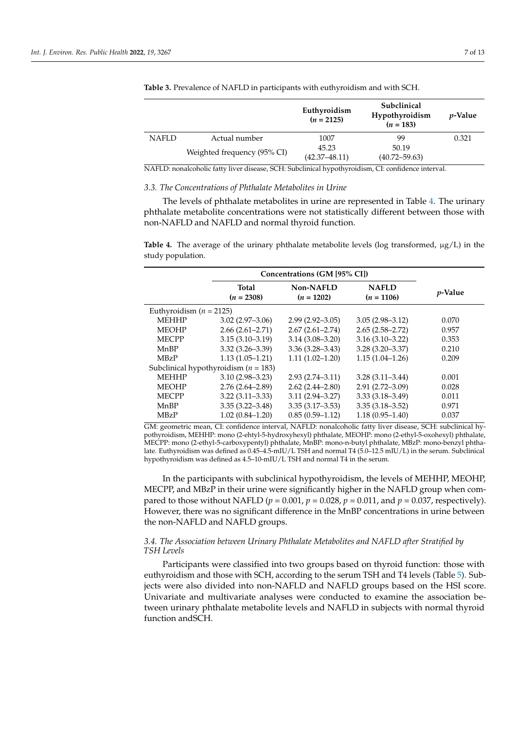**Table 3.** Prevalence of NAFLD in participants with euthyroidism and with SCH.

| | | Euthyroidism ($n$ = 2125) | Subclinical Hypothyroidism ($n$ = 183) | $p$-Value |
|---|---|---|---|---|
| NAFLD | Actual number | 1007 | 99 | 0.321 |
| | Weighted frequency (95% CI) | 45.23 (42.37–48.11) | 50.19 (40.72–59.63) | |

NAFLD: nonalcoholic fatty liver disease, SCH: Subclinical hypothyroidism, CI: confidence interval.

### 3.3. The Concentrations of Phthalate Metabolites in Urine

The levels of phthalate metabolites in urine are represented in Table 4. The urinary phthalate metabolite concentrations were not statistically different between those with non-NAFLD and NAFLD and normal thyroid function.

**Table 4.** The average of the urinary phthalate metabolite levels (log transformed, μg/L) in the study population.

| | Concentrations (GM [95% CI]) | | | $p$-Value |
|---|---|---|---|---|
| | Total ($n$ = 2308) | Non-NAFLD ($n$ = 1202) | NAFLD ($n$ = 1106) | |
| Euthyroidism ($n$ = 2125) | | | | |
| MEHHP | 3.02 (2.97–3.06) | 2.99 (2.92–3.05) | 3.05 (2.98–3.12) | 0.070 |
| MEOHP | 2.66 (2.61–2.71) | 2.67 (2.61–2.74) | 2.65 (2.58–2.72) | 0.957 |
| MECPP | 3.15 (3.10–3.19) | 3.14 (3.08–3.20) | 3.16 (3.10–3.22) | 0.353 |
| MnBP | 3.32 (3.26–3.39) | 3.36 (3.28–3.43) | 3.28 (3.20–3.37) | 0.210 |
| MBzP | 1.13 (1.05–1.21) | 1.11 (1.02–1.20) | 1.15 (1.04–1.26) | 0.209 |
| Subclinical hypothyroidism ($n$ = 183) | | | | |
| MEHHP | 3.10 (2.98–3.23) | 2.93 (2.74–3.11) | 3.28 (3.11–3.44) | 0.001 |
| MEOHP | 2.76 (2.64–2.89) | 2.62 (2.44–2.80) | 2.91 (2.72–3.09) | 0.028 |
| MECPP | 3.22 (3.11–3.33) | 3.11 (2.94–3.27) | 3.33 (3.18–3.49) | 0.011 |
| MnBP | 3.35 (3.22–3.48) | 3.35 (3.17–3.53) | 3.35 (3.18–3.52) | 0.971 |
| MBzP | 1.02 (0.84–1.20) | 0.85 (0.59–1.12) | 1.18 (0.95–1.40) | 0.037 |

GM: geometric mean, CI: confidence interval, NAFLD: nonalcoholic fatty liver disease, SCH: subclinical hypothyroidism, MEHHP: mono (2-ehtyl-5-hydroxyhexyl) phthalate, MEOHP: mono (2-ethyl-5-oxohexyl) phthalate, MECPP: mono (2-ethyl-5-carboxypentyl) phthalate, MnBP: mono-n-butyl phthalate, MBzP: mono-benzyl phthalate. Euthyroidism was defined as 0.45–4.5-mIU/L TSH and normal T4 (5.0–12.5 mIU/L) in the serum. Subclinical hypothyroidism was defined as 4.5–10-mIU/L TSH and normal T4 in the serum.

In the participants with subclinical hypothyroidism, the levels of MEHHP, MEOHP, MECPP, and MBzP in their urine were significantly higher in the NAFLD group when compared to those without NAFLD ($p = 0.001$, $p = 0.028$, $p = 0.011$, and $p = 0.037$, respectively). However, there was no significant difference in the MnBP concentrations in urine between the non-NAFLD and NAFLD groups.

### 3.4. The Association between Urinary Phthalate Metabolites and NAFLD after Stratified by TSH Levels

Participants were classified into two groups based on thyroid function: those with euthyroidism and those with SCH, according to the serum TSH and T4 levels (Table 5). Subjects were also divided into non-NAFLD and NAFLD groups based on the HSI score. Univariate and multivariate analyses were conducted to examine the association between urinary phthalate metabolite levels and NAFLD in subjects with normal thyroid function andSCH.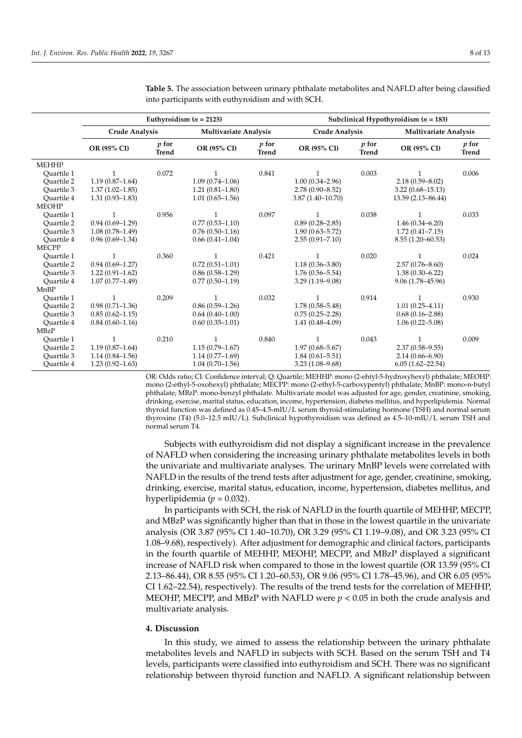**Table 5.** The association between urinary phthalate metabolites and NAFLD after being classified into participants with euthyroidism and with SCH.

| | Euthyroidism ($n$ = 2125) | | | | Subclinical Hypothyroidism ($n$ = 183) | | | |
|---|---|---|---|---|---|---|---|---|
| | Crude Analysis | | Multivariate Analysis | | Crude Analysis | | Multivariate Analysis | |
| | OR (95% CI) | $p$ for Trend | OR (95% CI) | $p$ for Trend | OR (95% CI) | $p$ for Trend | OR (95% CI) | $p$ for Trend |
| MEHHP | | | | | | | | |
| Quartile 1 | 1 | 0.072 | 1 | 0.841 | 1 | 0.003 | 1 | 0.006 |
| Quartile 2 | 1.19 (0.87–1.64) | | 1.09 (0.74–1.06) | | 1.00 (0.34–2.96) | | 2.18 (0.59–8.02) | |
| Quartile 3 | 1.37 (1.02–1.85) | | 1.21 (0.81–1.80) | | 2.78 (0.90–8.52) | | 3.22 (0.68–15.13) | |
| Quartile 4 | 1.31 (0.93–1.83) | | 1.01 (0.65–1.56) | | 3.87 (1.40–10.70) | | 13.59 (2.13–86.44) | |
| MEOHP | | | | | | | | |
| Quartile 1 | 1 | 0.956 | 1 | 0.097 | 1 | 0.038 | 1 | 0.033 |
| Quartile 2 | 0.94 (0.69–1.29) | | 0.77 (0.53–1.10) | | 0.89 (0.28–2.85) | | 1.46 (0.34–6.20) | |
| Quartile 3 | 1.08 (0.78–1.49) | | 0.76 (0.50–1.16) | | 1.90 (0.63–5.72) | | 1.72 (0.41–7.15) | |
| Quartile 4 | 0.96 (0.69–1.34) | | 0.66 (0.41–1.04) | | 2.55 (0.91–7.10) | | 8.55 (1.20–60.53) | |
| MECPP | | | | | | | | |
| Quartile 1 | 1 | 0.360 | 1 | 0.421 | 1 | 0.020 | 1 | 0.024 |
| Quartile 2 | 0.94 (0.69–1.27) | | 0.72 (0.51–1.01) | | 1.18 (0.36–3.80) | | 2.57 (0.76–8.60) | |
| Quartile 3 | 1.22 (0.91–1.62) | | 0.86 (0.58–1.29) | | 1.76 (0.56–5.54) | | 1.38 (0.30–6.22) | |
| Quartile 4 | 1.07 (0.77–1.49) | | 0.77 (0.50–1.19) | | 3.29 (1.19–9.08) | | 9.06 (1.78–45.96) | |
| MnBP | | | | | | | | |
| Quartile 1 | 1 | 0.209 | 1 | 0.032 | 1 | 0.914 | 1 | 0.930 |
| Quartile 2 | 0.98 (0.71–1.36) | | 0.86 (0.59–1.26) | | 1.78 (0.58–5.48) | | 1.01 (0.25–4.11) | |
| Quartile 3 | 0.85 (0.62–1.15) | | 0.64 (0.40–1.00) | | 0.75 (0.25–2.28) | | 0.68 (0.16–2.88) | |
| Quartile 4 | 0.84 (0.60–1.16) | | 0.60 (0.35–1.01) | | 1.41 (0.48–4.09) | | 1.06 (0.22–5.08) | |
| MBzP | | | | | | | | |
| Quartile 1 | 1 | 0.210 | 1 | 0.840 | 1 | 0.043 | 1 | 0.009 |
| Quartile 2 | 1.19 (0.87–1.64) | | 1.15 (0.79–1.67) | | 1.97 (0.68–5.67) | | 2.37 (0.58–9.55) | |
| Quartile 3 | 1.14 (0.84–1.56) | | 1.14 (0.77–1.69) | | 1.84 (0.61–5.51) | | 2.14 (0.66–6.90) | |
| Quartile 4 | 1.23 (0.92–1.63) | | 1.04 (0.70–1.56) | | 3.23 (1.08–9.68) | | 6.05 (1.62–22.54) | |

OR: Odds ratio; CI: Confidence interval; Q: Quartile; MEHHP: mono (2-ehtyl-5-hydroxyhexyl) phthalate; MEOHP: mono (2-ethyl-5-oxohexyl) phthalate; MECPP: mono (2-ethyl-5-carboxypentyl) phthalate; MnBP: mono-n-butyl phthalate; MBzP: mono-benzyl phthalate. Multivariate model was adjusted for age, gender, creatinine, smoking, drinking, exercise, marital status, education, income, hypertension, diabetes mellitus, and hyperlipidemia. Normal thyroid function was defined as 0.45–4.5-mIU/L serum thyroid-stimulating hormone (TSH) and normal serum thyroxine (T4) (5.0–12.5 mIU/L). Subclinical hypothyroidism was defined as 4.5–10-mIU/L serum TSH and normal serum T4.

Subjects with euthyroidism did not display a significant increase in the prevalence of NAFLD when considering the increasing urinary phthalate metabolites levels in both the univariate and multivariate analyses. The urinary MnBP levels were correlated with NAFLD in the results of the trend tests after adjustment for age, gender, creatinine, smoking, drinking, exercise, marital status, education, income, hypertension, diabetes mellitus, and hyperlipidemia ($p$ = 0.032).

In participants with SCH, the risk of NAFLD in the fourth quartile of MEHHP, MECPP, and MBzP was significantly higher than that in those in the lowest quartile in the univariate analysis (OR 3.87 (95% CI 1.40–10.70), OR 3.29 (95% CI 1.19–9.08), and OR 3.23 (95% CI 1.08–9.68), respectively). After adjustment for demographic and clinical factors, participants in the fourth quartile of MEHHP, MEOHP, MECPP, and MBzP displayed a significant increase of NAFLD risk when compared to those in the lowest quartile (OR 13.59 (95% CI 2.13–86.44), OR 8.55 (95% CI 1.20–60.53), OR 9.06 (95% CI 1.78–45.96), and OR 6.05 (95% CI 1.62–22.54), respectively). The results of the trend tests for the correlation of MEHHP, MEOHP, MECPP, and MBzP with NAFLD were $p < 0.05$ in both the crude analysis and multivariate analysis.

## 4. Discussion

In this study, we aimed to assess the relationship between the urinary phthalate metabolites levels and NAFLD in subjects with SCH. Based on the serum TSH and T4 levels, participants were classified into euthyroidism and SCH. There was no significant relationship between thyroid function and NAFLD. A significant relationship between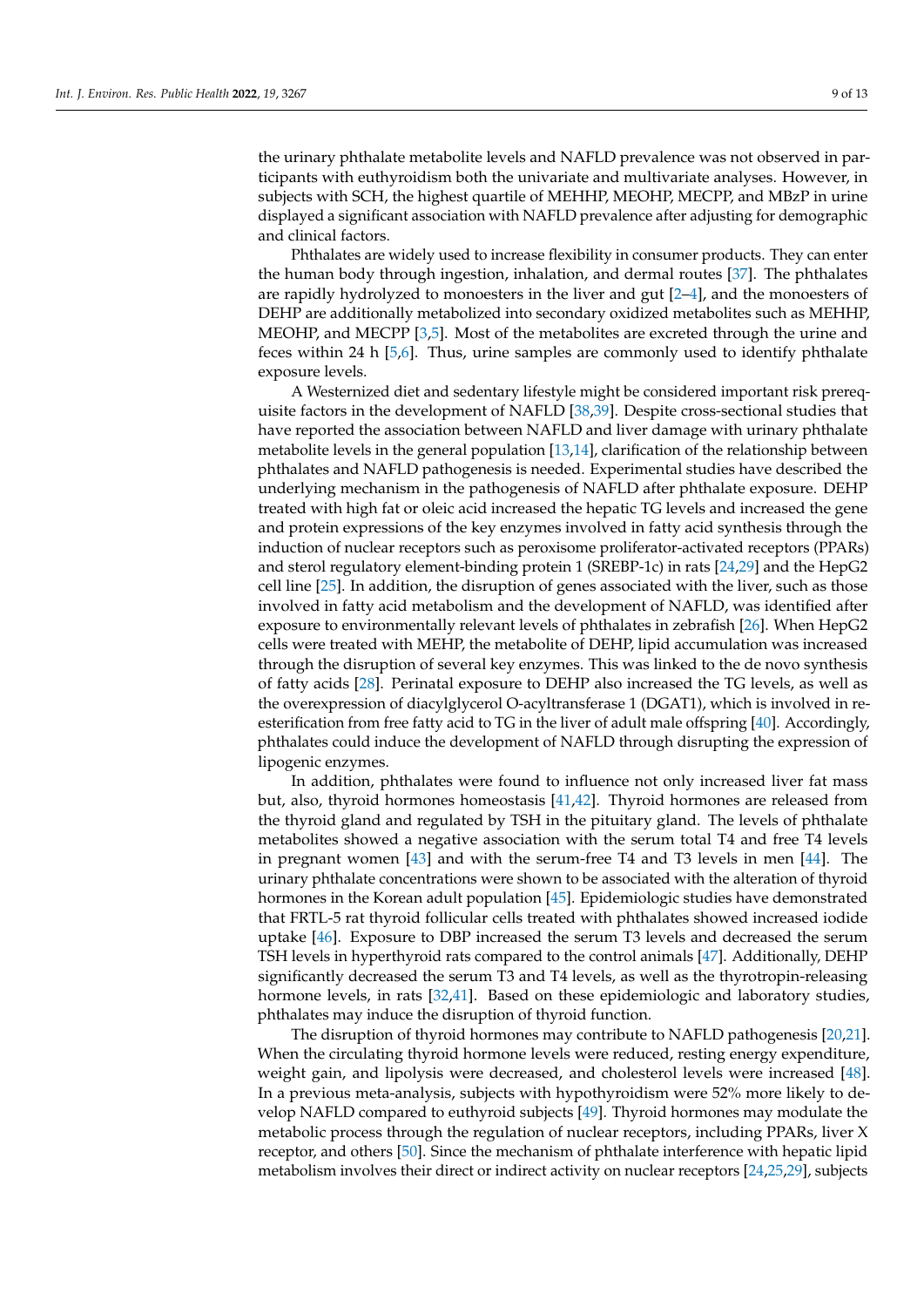the urinary phthalate metabolite levels and NAFLD prevalence was not observed in participants with euthyroidism both the univariate and multivariate analyses. However, in subjects with SCH, the highest quartile of MEHHP, MEOHP, MECPP, and MBzP in urine displayed a significant association with NAFLD prevalence after adjusting for demographic and clinical factors.

Phthalates are widely used to increase flexibility in consumer products. They can enter the human body through ingestion, inhalation, and dermal routes [37]. The phthalates are rapidly hydrolyzed to monoesters in the liver and gut [2–4], and the monoesters of DEHP are additionally metabolized into secondary oxidized metabolites such as MEHHP, MEOHP, and MECPP [3,5]. Most of the metabolites are excreted through the urine and feces within 24 h [5,6]. Thus, urine samples are commonly used to identify phthalate exposure levels.

A Westernized diet and sedentary lifestyle might be considered important risk prerequisite factors in the development of NAFLD [38,39]. Despite cross-sectional studies that have reported the association between NAFLD and liver damage with urinary phthalate metabolite levels in the general population [13,14], clarification of the relationship between phthalates and NAFLD pathogenesis is needed. Experimental studies have described the underlying mechanism in the pathogenesis of NAFLD after phthalate exposure. DEHP treated with high fat or oleic acid increased the hepatic TG levels and increased the gene and protein expressions of the key enzymes involved in fatty acid synthesis through the induction of nuclear receptors such as peroxisome proliferator-activated receptors (PPARs) and sterol regulatory element-binding protein 1 (SREBP-1c) in rats [24,29] and the HepG2 cell line [25]. In addition, the disruption of genes associated with the liver, such as those involved in fatty acid metabolism and the development of NAFLD, was identified after exposure to environmentally relevant levels of phthalates in zebrafish [26]. When HepG2 cells were treated with MEHP, the metabolite of DEHP, lipid accumulation was increased through the disruption of several key enzymes. This was linked to the de novo synthesis of fatty acids [28]. Perinatal exposure to DEHP also increased the TG levels, as well as the overexpression of diacylglycerol O-acyltransferase 1 (DGAT1), which is involved in re-esterification from free fatty acid to TG in the liver of adult male offspring [40]. Accordingly, phthalates could induce the development of NAFLD through disrupting the expression of lipogenic enzymes.

In addition, phthalates were found to influence not only increased liver fat mass but, also, thyroid hormones homeostasis [41,42]. Thyroid hormones are released from the thyroid gland and regulated by TSH in the pituitary gland. The levels of phthalate metabolites showed a negative association with the serum total T4 and free T4 levels in pregnant women [43] and with the serum-free T4 and T3 levels in men [44]. The urinary phthalate concentrations were shown to be associated with the alteration of thyroid hormones in the Korean adult population [45]. Epidemiologic studies have demonstrated that FRTL-5 rat thyroid follicular cells treated with phthalates showed increased iodide uptake [46]. Exposure to DBP increased the serum T3 levels and decreased the serum TSH levels in hyperthyroid rats compared to the control animals [47]. Additionally, DEHP significantly decreased the serum T3 and T4 levels, as well as the thyrotropin-releasing hormone levels, in rats [32,41]. Based on these epidemiologic and laboratory studies, phthalates may induce the disruption of thyroid function.

The disruption of thyroid hormones may contribute to NAFLD pathogenesis [20,21]. When the circulating thyroid hormone levels were reduced, resting energy expenditure, weight gain, and lipolysis were decreased, and cholesterol levels were increased [48]. In a previous meta-analysis, subjects with hypothyroidism were 52% more likely to develop NAFLD compared to euthyroid subjects [49]. Thyroid hormones may modulate the metabolic process through the regulation of nuclear receptors, including PPARs, liver X receptor, and others [50]. Since the mechanism of phthalate interference with hepatic lipid metabolism involves their direct or indirect activity on nuclear receptors [24,25,29], subjects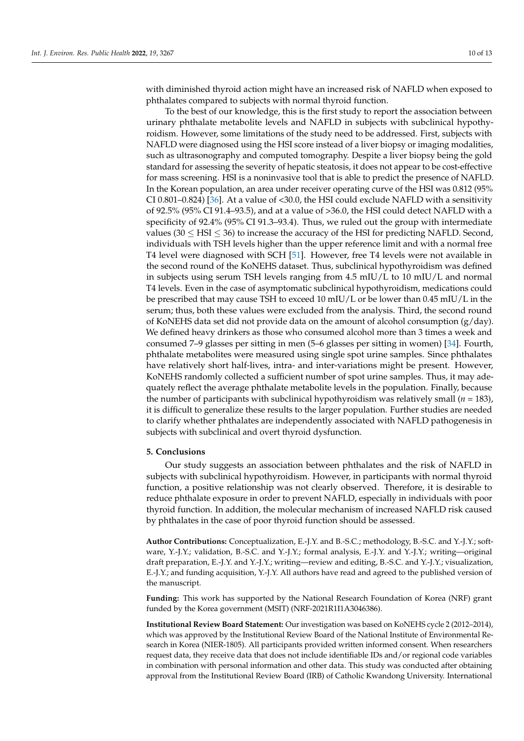with diminished thyroid action might have an increased risk of NAFLD when exposed to phthalates compared to subjects with normal thyroid function.

To the best of our knowledge, this is the first study to report the association between urinary phthalate metabolite levels and NAFLD in subjects with subclinical hypothyroidism. However, some limitations of the study need to be addressed. First, subjects with NAFLD were diagnosed using the HSI score instead of a liver biopsy or imaging modalities, such as ultrasonography and computed tomography. Despite a liver biopsy being the gold standard for assessing the severity of hepatic steatosis, it does not appear to be cost-effective for mass screening. HSI is a noninvasive tool that is able to predict the presence of NAFLD. In the Korean population, an area under receiver operating curve of the HSI was 0.812 (95% CI 0.801–0.824) [36]. At a value of <30.0, the HSI could exclude NAFLD with a sensitivity of 92.5% (95% CI 91.4–93.5), and at a value of >36.0, the HSI could detect NAFLD with a specificity of 92.4% (95% CI 91.3–93.4). Thus, we ruled out the group with intermediate values ($30 \leq$ HSI $\leq 36$) to increase the accuracy of the HSI for predicting NAFLD. Second, individuals with TSH levels higher than the upper reference limit and with a normal free T4 level were diagnosed with SCH [51]. However, free T4 levels were not available in the second round of the KoNEHS dataset. Thus, subclinical hypothyroidism was defined in subjects using serum TSH levels ranging from 4.5 mIU/L to 10 mIU/L and normal T4 levels. Even in the case of asymptomatic subclinical hypothyroidism, medications could be prescribed that may cause TSH to exceed 10 mIU/L or be lower than 0.45 mIU/L in the serum; thus, both these values were excluded from the analysis. Third, the second round of KoNEHS data set did not provide data on the amount of alcohol consumption (g/day). We defined heavy drinkers as those who consumed alcohol more than 3 times a week and consumed 7–9 glasses per sitting in men (5–6 glasses per sitting in women) [34]. Fourth, phthalate metabolites were measured using single spot urine samples. Since phthalates have relatively short half-lives, intra- and inter-variations might be present. However, KoNEHS randomly collected a sufficient number of spot urine samples. Thus, it may adequately reflect the average phthalate metabolite levels in the population. Finally, because the number of participants with subclinical hypothyroidism was relatively small ($n = 183$), it is difficult to generalize these results to the larger population. Further studies are needed to clarify whether phthalates are independently associated with NAFLD pathogenesis in subjects with subclinical and overt thyroid dysfunction.

## 5. Conclusions

Our study suggests an association between phthalates and the risk of NAFLD in subjects with subclinical hypothyroidism. However, in participants with normal thyroid function, a positive relationship was not clearly observed. Therefore, it is desirable to reduce phthalate exposure in order to prevent NAFLD, especially in individuals with poor thyroid function. In addition, the molecular mechanism of increased NAFLD risk caused by phthalates in the case of poor thyroid function should be assessed.

**Author Contributions:** Conceptualization, E.-J.Y. and B.-S.C.; methodology, B.-S.C. and Y.-J.Y.; software, Y.-J.Y.; validation, B.-S.C. and Y.-J.Y.; formal analysis, E.-J.Y. and Y.-J.Y.; writing—original draft preparation, E.-J.Y. and Y.-J.Y.; writing—review and editing, B.-S.C. and Y.-J.Y.; visualization, E.-J.Y.; and funding acquisition, Y.-J.Y. All authors have read and agreed to the published version of the manuscript.

**Funding:** This work has supported by the National Research Foundation of Korea (NRF) grant funded by the Korea government (MSIT) (NRF-2021R1I1A3046386).

**Institutional Review Board Statement:** Our investigation was based on KoNEHS cycle 2 (2012–2014), which was approved by the Institutional Review Board of the National Institute of Environmental Research in Korea (NIER-1805). All participants provided written informed consent. When researchers request data, they receive data that does not include identifiable IDs and/or regional code variables in combination with personal information and other data. This study was conducted after obtaining approval from the Institutional Review Board (IRB) of Catholic Kwandong University. International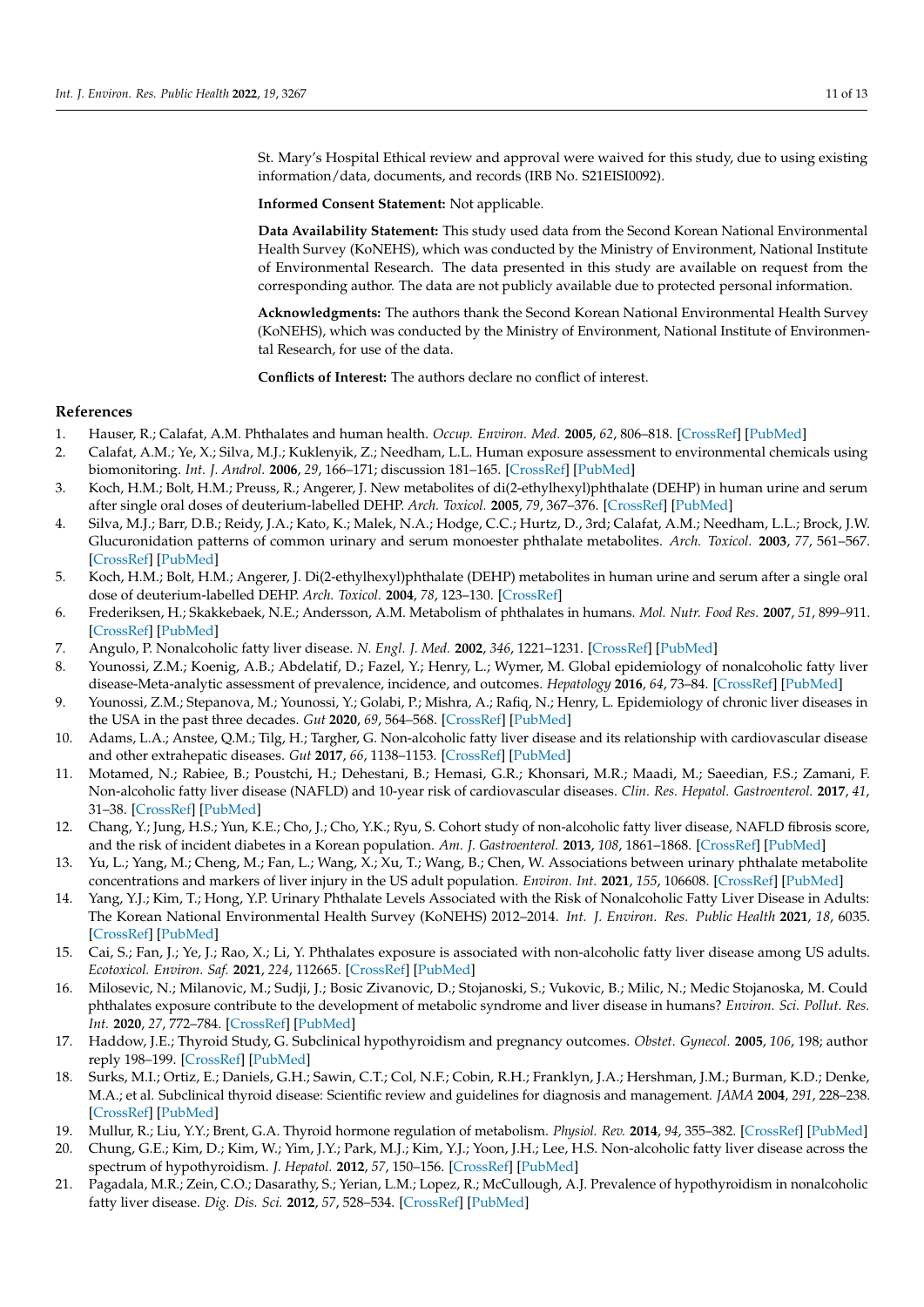St. Mary's Hospital Ethical review and approval were waived for this study, due to using existing information/data, documents, and records (IRB No. S21EISI0092).

**Informed Consent Statement:** Not applicable.

**Data Availability Statement:** This study used data from the Second Korean National Environmental Health Survey (KoNEHS), which was conducted by the Ministry of Environment, National Institute of Environmental Research. The data presented in this study are available on request from the corresponding author. The data are not publicly available due to protected personal information.

**Acknowledgments:** The authors thank the Second Korean National Environmental Health Survey (KoNEHS), which was conducted by the Ministry of Environment, National Institute of Environmental Research, for use of the data.

**Conflicts of Interest:** The authors declare no conflict of interest.

## References

1. Hauser, R.; Calafat, A.M. Phthalates and human health. *Occup. Environ. Med.* **2005**, *62*, 806–818. [CrossRef] [PubMed]
2. Calafat, A.M.; Ye, X.; Silva, M.J.; Kuklenyik, Z.; Needham, L.L. Human exposure assessment to environmental chemicals using biomonitoring. *Int. J. Androl.* **2006**, *29*, 166–171; discussion 181–165. [CrossRef] [PubMed]
3. Koch, H.M.; Bolt, H.M.; Preuss, R.; Angerer, J. New metabolites of di(2-ethylhexyl)phthalate (DEHP) in human urine and serum after single oral doses of deuterium-labelled DEHP. *Arch. Toxicol.* **2005**, *79*, 367–376. [CrossRef] [PubMed]
4. Silva, M.J.; Barr, D.B.; Reidy, J.A.; Kato, K.; Malek, N.A.; Hodge, C.C.; Hurtz, D., 3rd; Calafat, A.M.; Needham, L.L.; Brock, J.W. Glucuronidation patterns of common urinary and serum monoester phthalate metabolites. *Arch. Toxicol.* **2003**, *77*, 561–567. [CrossRef] [PubMed]
5. Koch, H.M.; Bolt, H.M.; Angerer, J. Di(2-ethylhexyl)phthalate (DEHP) metabolites in human urine and serum after a single oral dose of deuterium-labelled DEHP. *Arch. Toxicol.* **2004**, *78*, 123–130. [CrossRef]
6. Frederiksen, H.; Skakkebaek, N.E.; Andersson, A.M. Metabolism of phthalates in humans. *Mol. Nutr. Food Res.* **2007**, *51*, 899–911. [CrossRef] [PubMed]
7. Angulo, P. Nonalcoholic fatty liver disease. *N. Engl. J. Med.* **2002**, *346*, 1221–1231. [CrossRef] [PubMed]
8. Younossi, Z.M.; Koenig, A.B.; Abdelatif, D.; Fazel, Y.; Henry, L.; Wymer, M. Global epidemiology of nonalcoholic fatty liver disease-Meta-analytic assessment of prevalence, incidence, and outcomes. *Hepatology* **2016**, *64*, 73–84. [CrossRef] [PubMed]
9. Younossi, Z.M.; Stepanova, M.; Younossi, Y.; Golabi, P.; Mishra, A.; Rafiq, N.; Henry, L. Epidemiology of chronic liver diseases in the USA in the past three decades. *Gut* **2020**, *69*, 564–568. [CrossRef] [PubMed]
10. Adams, L.A.; Anstee, Q.M.; Tilg, H.; Targher, G. Non-alcoholic fatty liver disease and its relationship with cardiovascular disease and other extrahepatic diseases. *Gut* **2017**, *66*, 1138–1153. [CrossRef] [PubMed]
11. Motamed, N.; Rabiee, B.; Poustchi, H.; Dehestani, B.; Hemasi, G.R.; Khonsari, M.R.; Maadi, M.; Saeedian, F.S.; Zamani, F. Non-alcoholic fatty liver disease (NAFLD) and 10-year risk of cardiovascular diseases. *Clin. Res. Hepatol. Gastroenterol.* **2017**, *41*, 31–38. [CrossRef] [PubMed]
12. Chang, Y.; Jung, H.S.; Yun, K.E.; Cho, J.; Cho, Y.K.; Ryu, S. Cohort study of non-alcoholic fatty liver disease, NAFLD fibrosis score, and the risk of incident diabetes in a Korean population. *Am. J. Gastroenterol.* **2013**, *108*, 1861–1868. [CrossRef] [PubMed]
13. Yu, L.; Yang, M.; Cheng, M.; Fan, L.; Wang, X.; Xu, T.; Wang, B.; Chen, W. Associations between urinary phthalate metabolite concentrations and markers of liver injury in the US adult population. *Environ. Int.* **2021**, *155*, 106608. [CrossRef] [PubMed]
14. Yang, Y.J.; Kim, T.; Hong, Y.P. Urinary Phthalate Levels Associated with the Risk of Nonalcoholic Fatty Liver Disease in Adults: The Korean National Environmental Health Survey (KoNEHS) 2012–2014. *Int. J. Environ. Res. Public Health* **2021**, *18*, 6035. [CrossRef] [PubMed]
15. Cai, S.; Fan, J.; Ye, J.; Rao, X.; Li, Y. Phthalates exposure is associated with non-alcoholic fatty liver disease among US adults. *Ecotoxicol. Environ. Saf.* **2021**, *224*, 112665. [CrossRef] [PubMed]
16. Milosevic, N.; Milanovic, M.; Sudji, J.; Bosic Zivanovic, D.; Stojanoski, S.; Vukovic, B.; Milic, N.; Medic Stojanoska, M. Could phthalates exposure contribute to the development of metabolic syndrome and liver disease in humans? *Environ. Sci. Pollut. Res. Int.* **2020**, *27*, 772–784. [CrossRef] [PubMed]
17. Haddow, J.E.; Thyroid Study, G. Subclinical hypothyroidism and pregnancy outcomes. *Obstet. Gynecol.* **2005**, *106*, 198; author reply 198–199. [CrossRef] [PubMed]
18. Surks, M.I.; Ortiz, E.; Daniels, G.H.; Sawin, C.T.; Col, N.F.; Cobin, R.H.; Franklyn, J.A.; Hershman, J.M.; Burman, K.D.; Denke, M.A.; et al. Subclinical thyroid disease: Scientific review and guidelines for diagnosis and management. *JAMA* **2004**, *291*, 228–238. [CrossRef] [PubMed]
19. Mullur, R.; Liu, Y.Y.; Brent, G.A. Thyroid hormone regulation of metabolism. *Physiol. Rev.* **2014**, *94*, 355–382. [CrossRef] [PubMed]
20. Chung, G.E.; Kim, D.; Kim, W.; Yim, J.Y.; Park, M.J.; Kim, Y.J.; Yoon, J.H.; Lee, H.S. Non-alcoholic fatty liver disease across the spectrum of hypothyroidism. *J. Hepatol.* **2012**, *57*, 150–156. [CrossRef] [PubMed]
21. Pagadala, M.R.; Zein, C.O.; Dasarathy, S.; Yerian, L.M.; Lopez, R.; McCullough, A.J. Prevalence of hypothyroidism in nonalcoholic fatty liver disease. *Dig. Dis. Sci.* **2012**, *57*, 528–534. [CrossRef] [PubMed]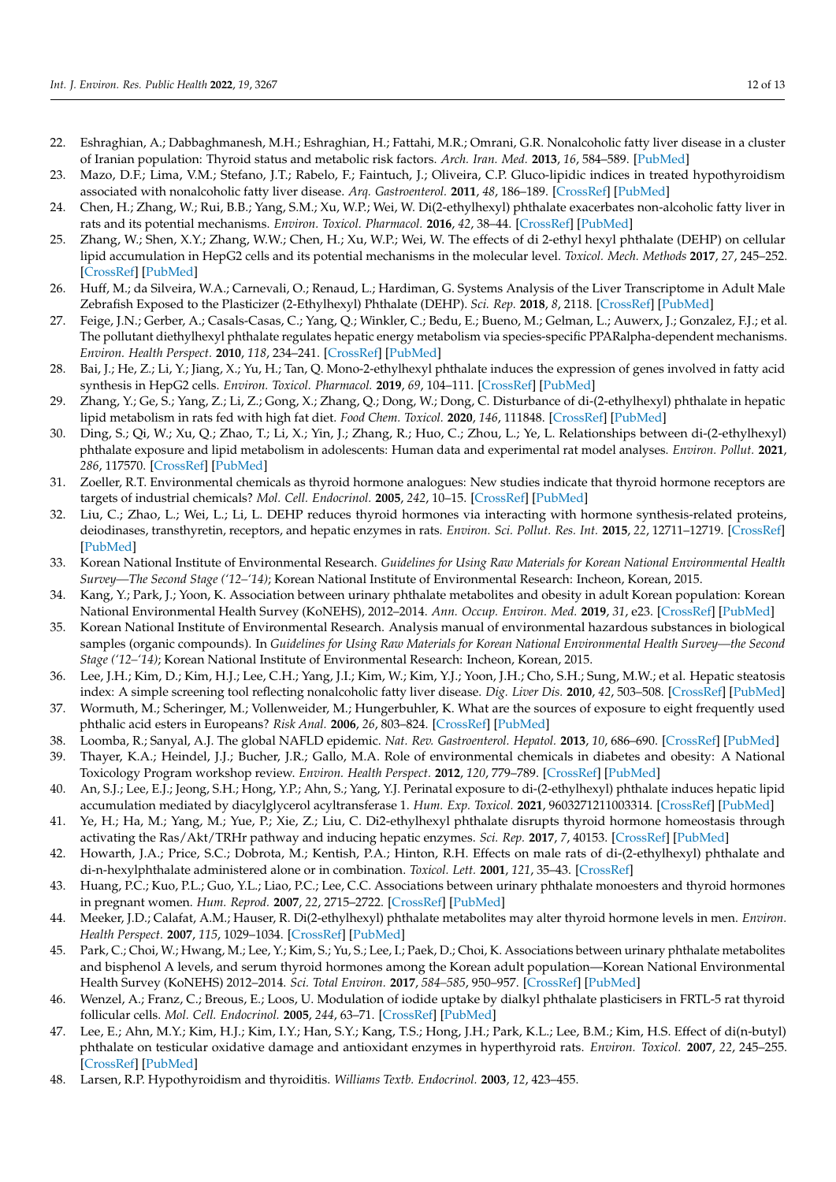22. Eshraghian, A.; Dabbaghmanesh, M.H.; Eshraghian, H.; Fattahi, M.R.; Omrani, G.R. Nonalcoholic fatty liver disease in a cluster of Iranian population: Thyroid status and metabolic risk factors. *Arch. Iran. Med.* **2013**, *16*, 584–589. [PubMed]
23. Mazo, D.F.; Lima, V.M.; Stefano, J.T.; Rabelo, F.; Faintuch, J.; Oliveira, C.P. Gluco-lipidic indices in treated hypothyroidism associated with nonalcoholic fatty liver disease. *Arq. Gastroenterol.* **2011**, *48*, 186–189. [CrossRef] [PubMed]
24. Chen, H.; Zhang, W.; Rui, B.B.; Yang, S.M.; Xu, W.P.; Wei, W. Di(2-ethylhexyl) phthalate exacerbates non-alcoholic fatty liver in rats and its potential mechanisms. *Environ. Toxicol. Pharmacol.* **2016**, *42*, 38–44. [CrossRef] [PubMed]
25. Zhang, W.; Shen, X.Y.; Zhang, W.W.; Chen, H.; Xu, W.P.; Wei, W. The effects of di 2-ethyl hexyl phthalate (DEHP) on cellular lipid accumulation in HepG2 cells and its potential mechanisms in the molecular level. *Toxicol. Mech. Methods* **2017**, *27*, 245–252. [CrossRef] [PubMed]
26. Huff, M.; da Silveira, W.A.; Carnevali, O.; Renaud, L.; Hardiman, G. Systems Analysis of the Liver Transcriptome in Adult Male Zebrafish Exposed to the Plasticizer (2-Ethylhexyl) Phthalate (DEHP). *Sci. Rep.* **2018**, *8*, 2118. [CrossRef] [PubMed]
27. Feige, J.N.; Gerber, A.; Casals-Casas, C.; Yang, Q.; Winkler, C.; Bedu, E.; Bueno, M.; Gelman, L.; Auwerx, J.; Gonzalez, F.J.; et al. The pollutant diethylhexyl phthalate regulates hepatic energy metabolism via species-specific PPARalpha-dependent mechanisms. *Environ. Health Perspect.* **2010**, *118*, 234–241. [CrossRef] [PubMed]
28. Bai, J.; He, Z.; Li, Y.; Jiang, X.; Yu, H.; Tan, Q. Mono-2-ethylhexyl phthalate induces the expression of genes involved in fatty acid synthesis in HepG2 cells. *Environ. Toxicol. Pharmacol.* **2019**, *69*, 104–111. [CrossRef] [PubMed]
29. Zhang, Y.; Ge, S.; Yang, Z.; Li, Z.; Gong, X.; Zhang, Q.; Dong, W.; Dong, C. Disturbance of di-(2-ethylhexyl) phthalate in hepatic lipid metabolism in rats fed with high fat diet. *Food Chem. Toxicol.* **2020**, *146*, 111848. [CrossRef] [PubMed]
30. Ding, S.; Qi, W.; Xu, Q.; Zhao, T.; Li, X.; Yin, J.; Zhang, R.; Huo, C.; Zhou, L.; Ye, L. Relationships between di-(2-ethylhexyl) phthalate exposure and lipid metabolism in adolescents: Human data and experimental rat model analyses. *Environ. Pollut.* **2021**, *286*, 117570. [CrossRef] [PubMed]
31. Zoeller, R.T. Environmental chemicals as thyroid hormone analogues: New studies indicate that thyroid hormone receptors are targets of industrial chemicals? *Mol. Cell. Endocrinol.* **2005**, *242*, 10–15. [CrossRef] [PubMed]
32. Liu, C.; Zhao, L.; Wei, L.; Li, L. DEHP reduces thyroid hormones via interacting with hormone synthesis-related proteins, deiodinases, transthyretin, receptors, and hepatic enzymes in rats. *Environ. Sci. Pollut. Res. Int.* **2015**, *22*, 12711–12719. [CrossRef] [PubMed]
33. Korean National Institute of Environmental Research. *Guidelines for Using Raw Materials for Korean National Environmental Health Survey—The Second Stage ('12–'14)*; Korean National Institute of Environmental Research: Incheon, Korean, 2015.
34. Kang, Y.; Park, J.; Yoon, K. Association between urinary phthalate metabolites and obesity in adult Korean population: Korean National Environmental Health Survey (KoNEHS), 2012–2014. *Ann. Occup. Environ. Med.* **2019**, *31*, e23. [CrossRef] [PubMed]
35. Korean National Institute of Environmental Research. Analysis manual of environmental hazardous substances in biological samples (organic compounds). In *Guidelines for Using Raw Materials for Korean National Environmental Health Survey—the Second Stage ('12–'14)*; Korean National Institute of Environmental Research: Incheon, Korean, 2015.
36. Lee, J.H.; Kim, D.; Kim, H.J.; Lee, C.H.; Yang, J.I.; Kim, W.; Kim, Y.J.; Yoon, J.H.; Cho, S.H.; Sung, M.W.; et al. Hepatic steatosis index: A simple screening tool reflecting nonalcoholic fatty liver disease. *Dig. Liver Dis.* **2010**, *42*, 503–508. [CrossRef] [PubMed]
37. Wormuth, M.; Scheringer, M.; Vollenweider, M.; Hungerbuhler, K. What are the sources of exposure to eight frequently used phthalic acid esters in Europeans? *Risk Anal.* **2006**, *26*, 803–824. [CrossRef] [PubMed]
38. Loomba, R.; Sanyal, A.J. The global NAFLD epidemic. *Nat. Rev. Gastroenterol. Hepatol.* **2013**, *10*, 686–690. [CrossRef] [PubMed]
39. Thayer, K.A.; Heindel, J.J.; Bucher, J.R.; Gallo, M.A. Role of environmental chemicals in diabetes and obesity: A National Toxicology Program workshop review. *Environ. Health Perspect.* **2012**, *120*, 779–789. [CrossRef] [PubMed]
40. An, S.J.; Lee, E.J.; Jeong, S.H.; Hong, Y.P.; Ahn, S.; Yang, Y.J. Perinatal exposure to di-(2-ethylhexyl) phthalate induces hepatic lipid accumulation mediated by diacylglycerol acyltransferase 1. *Hum. Exp. Toxicol.* **2021**, 9603271211003314. [CrossRef] [PubMed]
41. Ye, H.; Ha, M.; Yang, M.; Yue, P.; Xie, Z.; Liu, C. Di2-ethylhexyl phthalate disrupts thyroid hormone homeostasis through activating the Ras/Akt/TRHr pathway and inducing hepatic enzymes. *Sci. Rep.* **2017**, *7*, 40153. [CrossRef] [PubMed]
42. Howarth, J.A.; Price, S.C.; Dobrota, M.; Kentish, P.A.; Hinton, R.H. Effects on male rats of di-(2-ethylhexyl) phthalate and di-n-hexylphthalate administered alone or in combination. *Toxicol. Lett.* **2001**, *121*, 35–43. [CrossRef]
43. Huang, P.C.; Kuo, P.L.; Guo, Y.L.; Liao, P.C.; Lee, C.C. Associations between urinary phthalate monoesters and thyroid hormones in pregnant women. *Hum. Reprod.* **2007**, *22*, 2715–2722. [CrossRef] [PubMed]
44. Meeker, J.D.; Calafat, A.M.; Hauser, R. Di(2-ethylhexyl) phthalate metabolites may alter thyroid hormone levels in men. *Environ. Health Perspect.* **2007**, *115*, 1029–1034. [CrossRef] [PubMed]
45. Park, C.; Choi, W.; Hwang, M.; Lee, Y.; Kim, S.; Yu, S.; Lee, I.; Paek, D.; Choi, K. Associations between urinary phthalate metabolites and bisphenol A levels, and serum thyroid hormones among the Korean adult population—Korean National Environmental Health Survey (KoNEHS) 2012–2014. *Sci. Total Environ.* **2017**, *584–585*, 950–957. [CrossRef] [PubMed]
46. Wenzel, A.; Franz, C.; Breous, E.; Loos, U. Modulation of iodide uptake by dialkyl phthalate plasticisers in FRTL-5 rat thyroid follicular cells. *Mol. Cell. Endocrinol.* **2005**, *244*, 63–71. [CrossRef] [PubMed]
47. Lee, E.; Ahn, M.Y.; Kim, H.J.; Kim, I.Y.; Han, S.Y.; Kang, T.S.; Hong, J.H.; Park, K.L.; Lee, B.M.; Kim, H.S. Effect of di(n-butyl) phthalate on testicular oxidative damage and antioxidant enzymes in hyperthyroid rats. *Environ. Toxicol.* **2007**, *22*, 245–255. [CrossRef] [PubMed]
48. Larsen, R.P. Hypothyroidism and thyroiditis. *Williams Textb. Endocrinol.* **2003**, *12*, 423–455.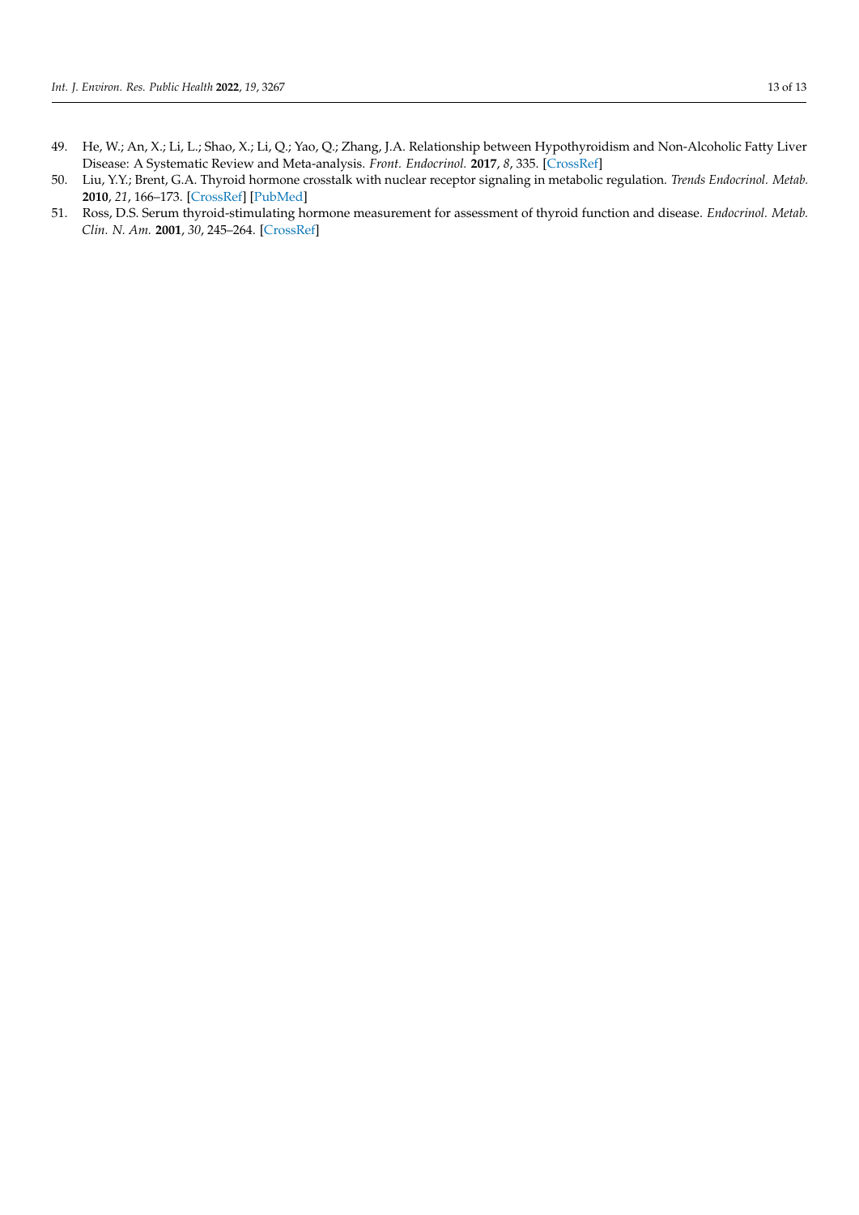49. He, W.; An, X.; Li, L.; Shao, X.; Li, Q.; Yao, Q.; Zhang, J.A. Relationship between Hypothyroidism and Non-Alcoholic Fatty Liver Disease: A Systematic Review and Meta-analysis. *Front. Endocrinol.* **2017**, *8*, 335. [CrossRef]
50. Liu, Y.Y.; Brent, G.A. Thyroid hormone crosstalk with nuclear receptor signaling in metabolic regulation. *Trends Endocrinol. Metab.* **2010**, *21*, 166–173. [CrossRef] [PubMed]
51. Ross, D.S. Serum thyroid-stimulating hormone measurement for assessment of thyroid function and disease. *Endocrinol. Metab. Clin. N. Am.* **2001**, *30*, 245–264. [CrossRef]